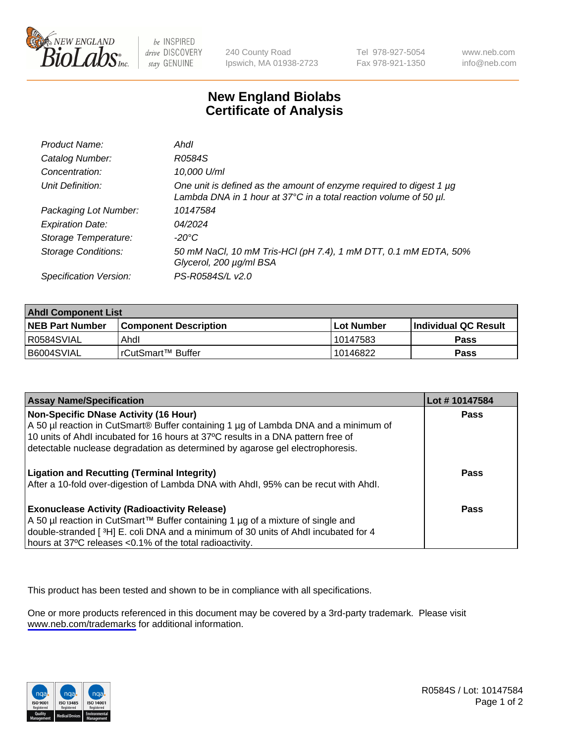# New England Biolabs Certificate of Analysis

| | |
|---|---|
| *Product Name:* | *AhdI* |
| *Catalog Number:* | *R0584S* |
| *Concentration:* | *10,000 U/ml* |
| *Unit Definition:* | *One unit is defined as the amount of enzyme required to digest 1 µg Lambda DNA in 1 hour at 37°C in a total reaction volume of 50 µl.* |
| *Packaging Lot Number:* | *10147584* |
| *Expiration Date:* | *04/2024* |
| *Storage Temperature:* | *-20°C* |
| *Storage Conditions:* | *50 mM NaCl, 10 mM Tris-HCl (pH 7.4), 1 mM DTT, 0.1 mM EDTA, 50% Glycerol, 200 µg/ml BSA* |
| *Specification Version:* | *PS-R0584S/L v2.0* |

| AhdI Component List | | | |
|---|---|---|---|
| **NEB Part Number** | **Component Description** | **Lot Number** | **Individual QC Result** |
| R0584SVIAL | AhdI | 10147583 | **Pass** |
| B6004SVIAL | rCutSmart™ Buffer | 10146822 | **Pass** |

| Assay Name/Specification | Lot # 10147584 |
|---|---|
| **Non-Specific DNase Activity (16 Hour)** A 50 µl reaction in CutSmart® Buffer containing 1 µg of Lambda DNA and a minimum of 10 units of AhdI incubated for 16 hours at 37ºC results in a DNA pattern free of detectable nuclease degradation as determined by agarose gel electrophoresis. | **Pass** |
| **Ligation and Recutting (Terminal Integrity)** After a 10-fold over-digestion of Lambda DNA with AhdI, 95% can be recut with AhdI. | **Pass** |
| **Exonuclease Activity (Radioactivity Release)** A 50 µl reaction in CutSmart™ Buffer containing 1 µg of a mixture of single and double-stranded [ $^{3}$H] E. coli DNA and a minimum of 30 units of AhdI incubated for 4 hours at 37ºC releases <0.1% of the total radioactivity. | **Pass** |

This product has been tested and shown to be in compliance with all specifications.

One or more products referenced in this document may be covered by a 3rd-party trademark. Please visit www.neb.com/trademarks for additional information.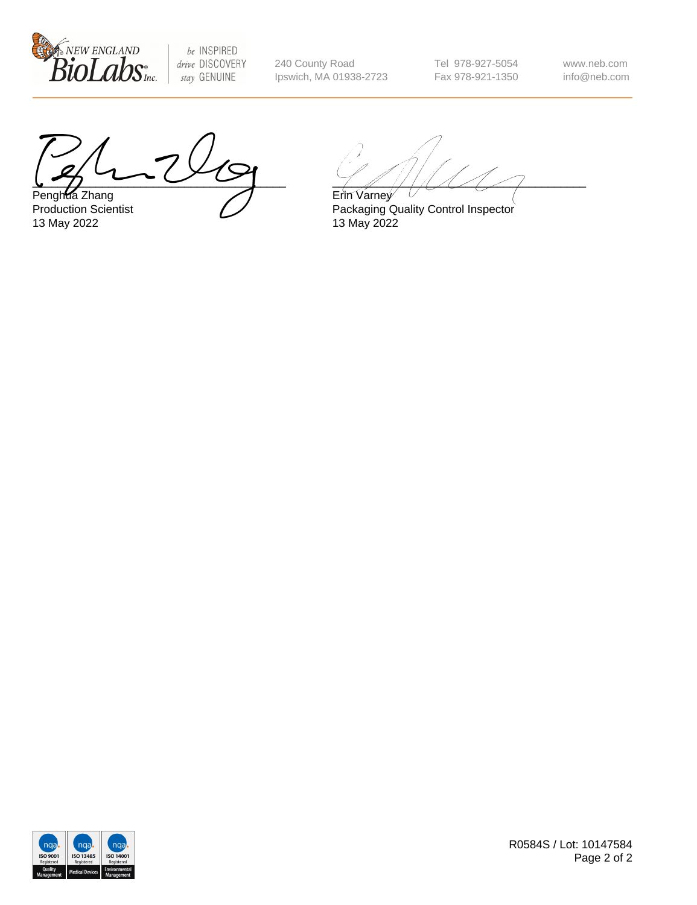NEW ENGLAND BioLabs Inc.

be INSPIRED
drive DISCOVERY
stay GENUINE

240 County Road
Ipswich, MA 01938-2723

Tel 978-927-5054
Fax 978-921-1350

www.neb.com
info@neb.com

Penghua Zhang
Production Scientist
13 May 2022

Erin Varney
Packaging Quality Control Inspector
13 May 2022

ISO 9001 Registered Quality Management | ISO 13485 Registered Medical Devices | ISO 14001 Registered Environmental Management

R0584S / Lot: 10147584